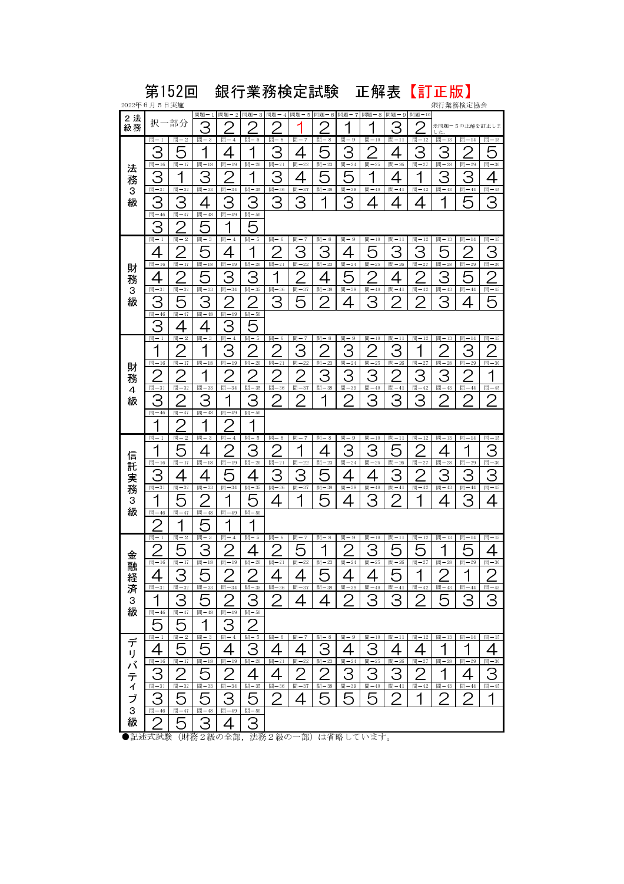# 第152回　銀行業務検定試験　正解表【訂正版】

2022年６月５日実施　　　　　　　　　　　　　　　　　　　　　　　　　　　　　　　銀行業務検定協会

## 法務２級（択一部分）

| 問題－1 | 問題－2 | 問題－3 | 問題－4 | 問題－5 | 問題－6 | 問題－7 | 問題－8 | 問題－9 | 問題－10 |
|---|---|---|---|---|---|---|---|---|---|
| 3 | 2 | 2 | 2 | 1 | 2 | 1 | 1 | 3 | 2 |

※問題－５の正解を訂正しました。

## 法務３級

| 問－1 | 問－2 | 問－3 | 問－4 | 問－5 | 問－6 | 問－7 | 問－8 | 問－9 | 問－10 | 問－11 | 問－12 | 問－13 | 問－14 | 問－15 |
|---|---|---|---|---|---|---|---|---|---|---|---|---|---|---|
| 3 | 5 | 1 | 4 | 1 | 3 | 4 | 5 | 3 | 2 | 4 | 3 | 3 | 2 | 5 |

| 問－16 | 問－17 | 問－18 | 問－19 | 問－20 | 問－21 | 問－22 | 問－23 | 問－24 | 問－25 | 問－26 | 問－27 | 問－28 | 問－29 | 問－30 |
|---|---|---|---|---|---|---|---|---|---|---|---|---|---|---|
| 3 | 1 | 3 | 2 | 1 | 3 | 4 | 5 | 5 | 1 | 4 | 1 | 3 | 3 | 4 |

| 問－31 | 問－32 | 問－33 | 問－34 | 問－35 | 問－36 | 問－37 | 問－38 | 問－39 | 問－40 | 問－41 | 問－42 | 問－43 | 問－44 | 問－45 |
|---|---|---|---|---|---|---|---|---|---|---|---|---|---|---|
| 3 | 3 | 4 | 3 | 3 | 3 | 3 | 1 | 3 | 4 | 4 | 4 | 1 | 5 | 3 |

| 問－46 | 問－47 | 問－48 | 問－49 | 問－50 |
|---|---|---|---|---|
| 3 | 2 | 5 | 1 | 5 |

## 財務３級

| 問－1 | 問－2 | 問－3 | 問－4 | 問－5 | 問－6 | 問－7 | 問－8 | 問－9 | 問－10 | 問－11 | 問－12 | 問－13 | 問－14 | 問－15 |
|---|---|---|---|---|---|---|---|---|---|---|---|---|---|---|
| 4 | 2 | 5 | 4 | 1 | 2 | 3 | 3 | 4 | 5 | 3 | 3 | 5 | 2 | 3 |

| 問－16 | 問－17 | 問－18 | 問－19 | 問－20 | 問－21 | 問－22 | 問－23 | 問－24 | 問－25 | 問－26 | 問－27 | 問－28 | 問－29 | 問－30 |
|---|---|---|---|---|---|---|---|---|---|---|---|---|---|---|
| 4 | 2 | 5 | 3 | 3 | 1 | 2 | 4 | 5 | 2 | 4 | 2 | 3 | 5 | 2 |

| 問－31 | 問－32 | 問－33 | 問－34 | 問－35 | 問－36 | 問－37 | 問－38 | 問－39 | 問－40 | 問－41 | 問－42 | 問－43 | 問－44 | 問－45 |
|---|---|---|---|---|---|---|---|---|---|---|---|---|---|---|
| 3 | 5 | 3 | 2 | 2 | 3 | 5 | 2 | 4 | 3 | 2 | 2 | 3 | 4 | 5 |

| 問－46 | 問－47 | 問－48 | 問－49 | 問－50 |
|---|---|---|---|---|
| 3 | 4 | 4 | 3 | 5 |

## 財務４級

| 問－1 | 問－2 | 問－3 | 問－4 | 問－5 | 問－6 | 問－7 | 問－8 | 問－9 | 問－10 | 問－11 | 問－12 | 問－13 | 問－14 | 問－15 |
|---|---|---|---|---|---|---|---|---|---|---|---|---|---|---|
| 1 | 2 | 1 | 3 | 2 | 2 | 3 | 2 | 3 | 2 | 3 | 1 | 2 | 3 | 2 |

| 問－16 | 問－17 | 問－18 | 問－19 | 問－20 | 問－21 | 問－22 | 問－23 | 問－24 | 問－25 | 問－26 | 問－27 | 問－28 | 問－29 | 問－30 |
|---|---|---|---|---|---|---|---|---|---|---|---|---|---|---|
| 2 | 2 | 1 | 2 | 2 | 2 | 2 | 3 | 3 | 3 | 2 | 3 | 3 | 2 | 1 |

| 問－31 | 問－32 | 問－33 | 問－34 | 問－35 | 問－36 | 問－37 | 問－38 | 問－39 | 問－40 | 問－41 | 問－42 | 問－43 | 問－44 | 問－45 |
|---|---|---|---|---|---|---|---|---|---|---|---|---|---|---|
| 3 | 2 | 3 | 1 | 3 | 2 | 2 | 1 | 2 | 3 | 3 | 3 | 2 | 2 | 2 |

| 問－46 | 問－47 | 問－48 | 問－49 | 問－50 |
|---|---|---|---|---|
| 1 | 2 | 1 | 2 | 1 |

## 信託実務３級

| 問－1 | 問－2 | 問－3 | 問－4 | 問－5 | 問－6 | 問－7 | 問－8 | 問－9 | 問－10 | 問－11 | 問－12 | 問－13 | 問－14 | 問－15 |
|---|---|---|---|---|---|---|---|---|---|---|---|---|---|---|
| 1 | 5 | 4 | 2 | 3 | 2 | 1 | 4 | 3 | 3 | 5 | 2 | 4 | 1 | 3 |

| 問－16 | 問－17 | 問－18 | 問－19 | 問－20 | 問－21 | 問－22 | 問－23 | 問－24 | 問－25 | 問－26 | 問－27 | 問－28 | 問－29 | 問－30 |
|---|---|---|---|---|---|---|---|---|---|---|---|---|---|---|
| 3 | 4 | 4 | 5 | 4 | 3 | 3 | 5 | 4 | 4 | 3 | 2 | 3 | 3 | 3 |

| 問－31 | 問－32 | 問－33 | 問－34 | 問－35 | 問－36 | 問－37 | 問－38 | 問－39 | 問－40 | 問－41 | 問－42 | 問－43 | 問－44 | 問－45 |
|---|---|---|---|---|---|---|---|---|---|---|---|---|---|---|
| 1 | 5 | 2 | 1 | 5 | 4 | 1 | 5 | 4 | 3 | 2 | 1 | 4 | 3 | 4 |

| 問－46 | 問－47 | 問－48 | 問－49 | 問－50 |
|---|---|---|---|---|
| 2 | 1 | 5 | 1 | 1 |

## 金融経済３級

| 問－1 | 問－2 | 問－3 | 問－4 | 問－5 | 問－6 | 問－7 | 問－8 | 問－9 | 問－10 | 問－11 | 問－12 | 問－13 | 問－14 | 問－15 |
|---|---|---|---|---|---|---|---|---|---|---|---|---|---|---|
| 2 | 5 | 3 | 2 | 4 | 2 | 5 | 1 | 2 | 3 | 5 | 5 | 1 | 5 | 4 |

| 問－16 | 問－17 | 問－18 | 問－19 | 問－20 | 問－21 | 問－22 | 問－23 | 問－24 | 問－25 | 問－26 | 問－27 | 問－28 | 問－29 | 問－30 |
|---|---|---|---|---|---|---|---|---|---|---|---|---|---|---|
| 4 | 3 | 5 | 2 | 2 | 4 | 4 | 5 | 4 | 4 | 5 | 1 | 2 | 1 | 2 |

| 問－31 | 問－32 | 問－33 | 問－34 | 問－35 | 問－36 | 問－37 | 問－38 | 問－39 | 問－40 | 問－41 | 問－42 | 問－43 | 問－44 | 問－45 |
|---|---|---|---|---|---|---|---|---|---|---|---|---|---|---|
| 1 | 3 | 5 | 2 | 3 | 2 | 4 | 4 | 2 | 3 | 3 | 2 | 5 | 3 | 3 |

| 問－46 | 問－47 | 問－48 | 問－49 | 問－50 |
|---|---|---|---|---|
| 5 | 5 | 1 | 3 | 2 |

## デリバティブ３級

| 問－1 | 問－2 | 問－3 | 問－4 | 問－5 | 問－6 | 問－7 | 問－8 | 問－9 | 問－10 | 問－11 | 問－12 | 問－13 | 問－14 | 問－15 |
|---|---|---|---|---|---|---|---|---|---|---|---|---|---|---|
| 4 | 5 | 5 | 4 | 3 | 4 | 4 | 3 | 4 | 3 | 4 | 4 | 1 | 1 | 4 |

| 問－16 | 問－17 | 問－18 | 問－19 | 問－20 | 問－21 | 問－22 | 問－23 | 問－24 | 問－25 | 問－26 | 問－27 | 問－28 | 問－29 | 問－30 |
|---|---|---|---|---|---|---|---|---|---|---|---|---|---|---|
| 3 | 2 | 5 | 2 | 4 | 4 | 2 | 2 | 3 | 3 | 3 | 2 | 1 | 4 | 3 |

| 問－31 | 問－32 | 問－33 | 問－34 | 問－35 | 問－36 | 問－37 | 問－38 | 問－39 | 問－40 | 問－41 | 問－42 | 問－43 | 問－44 | 問－45 |
|---|---|---|---|---|---|---|---|---|---|---|---|---|---|---|
| 3 | 5 | 5 | 3 | 5 | 2 | 4 | 5 | 5 | 5 | 2 | 1 | 2 | 2 | 1 |

| 問－46 | 問－47 | 問－48 | 問－49 | 問－50 |
|---|---|---|---|---|
| 2 | 5 | 3 | 4 | 3 |

●記述式試験（財務２級の全部，法務２級の一部）は省略しています。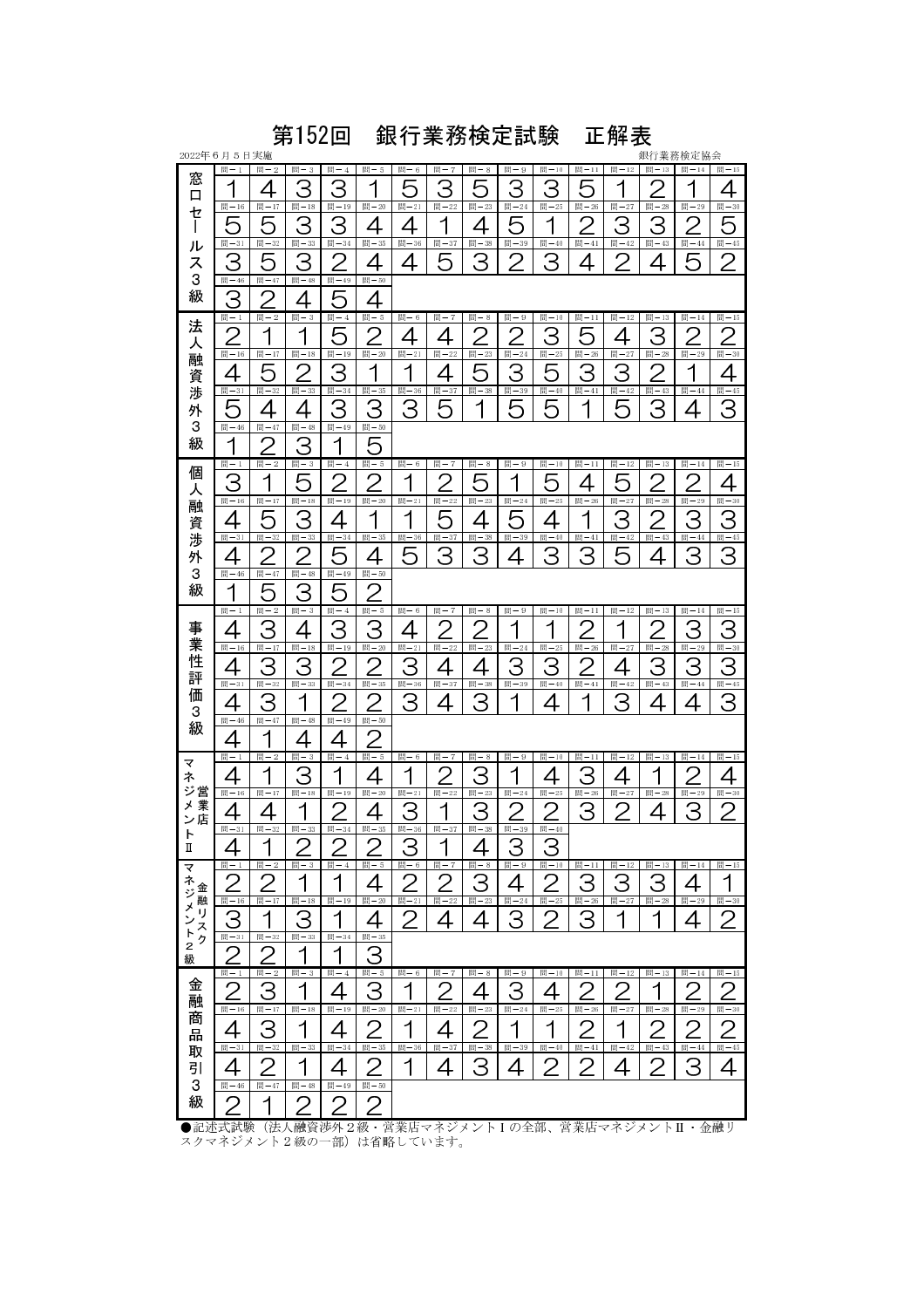# 第152回　銀行業務検定試験　正解表

2022年6月5日実施　　　　銀行業務検定協会

## 窓口セールス3級

| 問 | 1 | 2 | 3 | 4 | 5 | 6 | 7 | 8 | 9 | 10 | 11 | 12 | 13 | 14 | 15 |
|---|---|---|---|---|---|---|---|---|---|---|---|---|---|---|---|
| 1–15 | 1 | 4 | 3 | 3 | 1 | 5 | 3 | 5 | 3 | 3 | 5 | 1 | 2 | 1 | 4 |
| 16–30 | 5 | 5 | 3 | 3 | 4 | 4 | 1 | 4 | 5 | 1 | 2 | 3 | 3 | 2 | 5 |
| 31–45 | 3 | 5 | 3 | 2 | 4 | 4 | 5 | 3 | 2 | 3 | 4 | 2 | 4 | 5 | 2 |
| 46–50 | 3 | 2 | 4 | 5 | 4 | | | | | | | | | | |

## 法人融資渉外3級

| 問 | 1 | 2 | 3 | 4 | 5 | 6 | 7 | 8 | 9 | 10 | 11 | 12 | 13 | 14 | 15 |
|---|---|---|---|---|---|---|---|---|---|---|---|---|---|---|---|
| 1–15 | 2 | 1 | 1 | 5 | 2 | 4 | 4 | 2 | 2 | 3 | 5 | 4 | 3 | 2 | 2 |
| 16–30 | 4 | 5 | 2 | 3 | 1 | 1 | 4 | 5 | 3 | 5 | 3 | 3 | 2 | 1 | 4 |
| 31–45 | 5 | 4 | 4 | 3 | 3 | 3 | 5 | 1 | 5 | 5 | 1 | 5 | 3 | 4 | 3 |
| 46–50 | 1 | 2 | 3 | 1 | 5 | | | | | | | | | | |

## 個人融資渉外3級

| 問 | 1 | 2 | 3 | 4 | 5 | 6 | 7 | 8 | 9 | 10 | 11 | 12 | 13 | 14 | 15 |
|---|---|---|---|---|---|---|---|---|---|---|---|---|---|---|---|
| 1–15 | 3 | 1 | 5 | 2 | 2 | 1 | 2 | 5 | 1 | 5 | 4 | 5 | 2 | 2 | 4 |
| 16–30 | 4 | 5 | 3 | 4 | 1 | 1 | 5 | 4 | 5 | 4 | 1 | 3 | 2 | 3 | 3 |
| 31–45 | 4 | 2 | 2 | 5 | 4 | 5 | 3 | 3 | 4 | 3 | 3 | 5 | 4 | 3 | 3 |
| 46–50 | 1 | 5 | 3 | 5 | 2 | | | | | | | | | | |

## 事業性評価3級

| 問 | 1 | 2 | 3 | 4 | 5 | 6 | 7 | 8 | 9 | 10 | 11 | 12 | 13 | 14 | 15 |
|---|---|---|---|---|---|---|---|---|---|---|---|---|---|---|---|
| 1–15 | 4 | 3 | 4 | 3 | 3 | 4 | 2 | 2 | 1 | 1 | 2 | 1 | 2 | 3 | 3 |
| 16–30 | 4 | 3 | 3 | 2 | 2 | 3 | 4 | 4 | 3 | 3 | 2 | 4 | 3 | 3 | 3 |
| 31–45 | 4 | 3 | 1 | 2 | 2 | 3 | 4 | 3 | 1 | 4 | 1 | 3 | 4 | 4 | 3 |
| 46–50 | 4 | 1 | 4 | 4 | 2 | | | | | | | | | | |

## 営業店マネジメントⅡ

| 問 | 1 | 2 | 3 | 4 | 5 | 6 | 7 | 8 | 9 | 10 | 11 | 12 | 13 | 14 | 15 |
|---|---|---|---|---|---|---|---|---|---|---|---|---|---|---|---|
| 1–15 | 4 | 1 | 3 | 1 | 4 | 1 | 2 | 3 | 1 | 4 | 3 | 4 | 1 | 2 | 4 |
| 16–30 | 4 | 4 | 1 | 2 | 4 | 3 | 1 | 3 | 2 | 2 | 3 | 2 | 4 | 3 | 2 |
| 31–40 | 4 | 1 | 2 | 2 | 2 | 3 | 1 | 4 | 3 | 3 | | | | | |

## 金融リスクマネジメント2級

| 問 | 1 | 2 | 3 | 4 | 5 | 6 | 7 | 8 | 9 | 10 | 11 | 12 | 13 | 14 | 15 |
|---|---|---|---|---|---|---|---|---|---|---|---|---|---|---|---|
| 1–15 | 2 | 2 | 1 | 1 | 4 | 2 | 2 | 3 | 4 | 2 | 3 | 3 | 3 | 4 | 1 |
| 16–30 | 3 | 1 | 3 | 1 | 4 | 2 | 4 | 4 | 3 | 2 | 3 | 1 | 1 | 4 | 2 |
| 31–35 | 2 | 2 | 1 | 1 | 3 | | | | | | | | | | |

## 金融商品取引3級

| 問 | 1 | 2 | 3 | 4 | 5 | 6 | 7 | 8 | 9 | 10 | 11 | 12 | 13 | 14 | 15 |
|---|---|---|---|---|---|---|---|---|---|---|---|---|---|---|---|
| 1–15 | 2 | 3 | 1 | 4 | 3 | 1 | 2 | 4 | 3 | 4 | 2 | 2 | 1 | 2 | 2 |
| 16–30 | 4 | 3 | 1 | 4 | 2 | 1 | 4 | 2 | 1 | 1 | 2 | 1 | 2 | 2 | 2 |
| 31–45 | 4 | 2 | 1 | 4 | 2 | 1 | 4 | 3 | 4 | 2 | 2 | 4 | 2 | 3 | 4 |
| 46–50 | 2 | 1 | 2 | 2 | 2 | | | | | | | | | | |

●記述式試験（法人融資渉外2級・営業店マネジメントⅠの全部、営業店マネジメントⅡ・金融リスクマネジメント2級の一部）は省略しています。